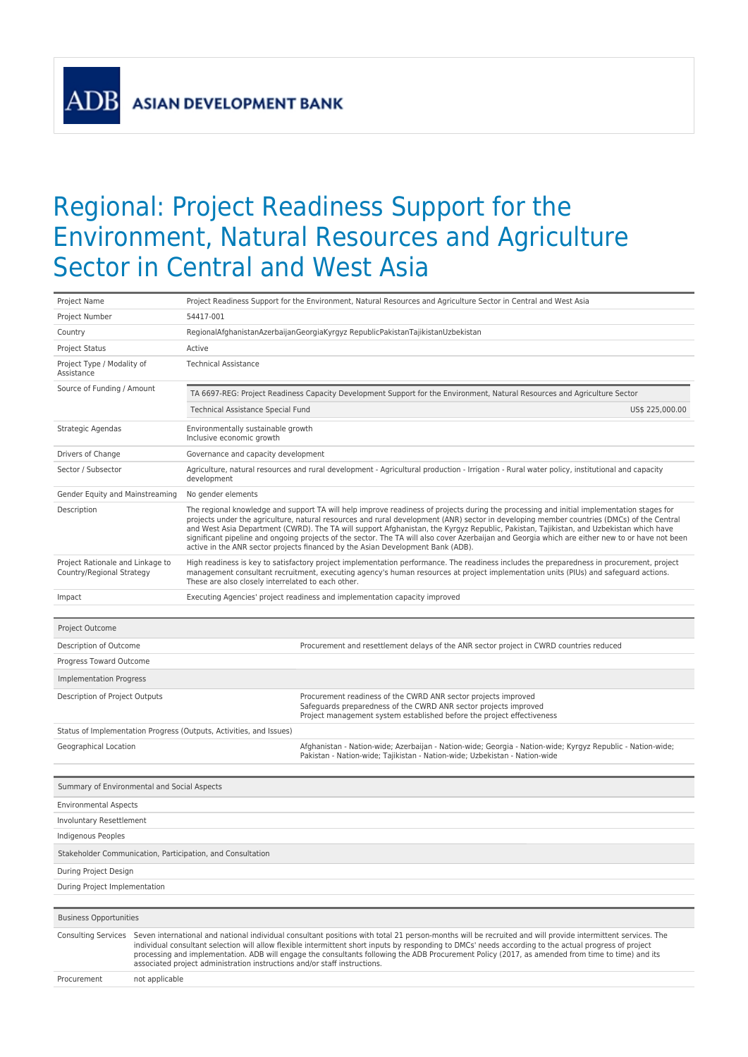ADB ASIAN DEVELOPMENT BANK

# Regional: Project Readiness Support for the Environment, Natural Resources and Agriculture Sector in Central and West Asia

| | |
|---|---|
| Project Name | Project Readiness Support for the Environment, Natural Resources and Agriculture Sector in Central and West Asia |
| Project Number | 54417-001 |
| Country | RegionalAfghanistanAzerbaijanGeorgiaKyrgyz RepublicPakistanTajikistanUzbekistan |
| Project Status | Active |
| Project Type / Modality of Assistance | Technical Assistance |
| Source of Funding / Amount | TA 6697-REG: Project Readiness Capacity Development Support for the Environment, Natural Resources and Agriculture Sector<br>Technical Assistance Special Fund US$ 225,000.00 |
| Strategic Agendas | Environmentally sustainable growth<br>Inclusive economic growth |
| Drivers of Change | Governance and capacity development |
| Sector / Subsector | Agriculture, natural resources and rural development - Agricultural production - Irrigation - Rural water policy, institutional and capacity development |
| Gender Equity and Mainstreaming | No gender elements |
| Description | The regional knowledge and support TA will help improve readiness of projects during the processing and initial implementation stages for projects under the agriculture, natural resources and rural development (ANR) sector in developing member countries (DMCs) of the Central and West Asia Department (CWRD). The TA will support Afghanistan, the Kyrgyz Republic, Pakistan, Tajikistan, and Uzbekistan which have significant pipeline and ongoing projects of the sector. The TA will also cover Azerbaijan and Georgia which are either new to or have not been active in the ANR sector projects financed by the Asian Development Bank (ADB). |
| Project Rationale and Linkage to Country/Regional Strategy | High readiness is key to satisfactory project implementation performance. The readiness includes the preparedness in procurement, project management consultant recruitment, executing agency's human resources at project implementation units (PIUs) and safeguard actions. These are also closely interrelated to each other. |
| Impact | Executing Agencies' project readiness and implementation capacity improved |

| Project Outcome | |
|---|---|
| Description of Outcome | Procurement and resettlement delays of the ANR sector project in CWRD countries reduced |
| Progress Toward Outcome | |
| **Implementation Progress** | |
| Description of Project Outputs | Procurement readiness of the CWRD ANR sector projects improved<br>Safeguards preparedness of the CWRD ANR sector projects improved<br>Project management system established before the project effectiveness |
| Status of Implementation Progress (Outputs, Activities, and Issues) | |
| Geographical Location | Afghanistan - Nation-wide; Azerbaijan - Nation-wide; Georgia - Nation-wide; Kyrgyz Republic - Nation-wide; Pakistan - Nation-wide; Tajikistan - Nation-wide; Uzbekistan - Nation-wide |

| Summary of Environmental and Social Aspects | |
|---|---|
| Environmental Aspects | |
| Involuntary Resettlement | |
| Indigenous Peoples | |
| **Stakeholder Communication, Participation, and Consultation** | |
| During Project Design | |
| During Project Implementation | |

| Business Opportunities | |
|---|---|
| Consulting Services | Seven international and national individual consultant positions with total 21 person-months will be recruited and will provide intermittent services. The individual consultant selection will allow flexible intermittent short inputs by responding to DMCs' needs according to the actual progress of project processing and implementation. ADB will engage the consultants following the ADB Procurement Policy (2017, as amended from time to time) and its associated project administration instructions and/or staff instructions. |
| Procurement | not applicable |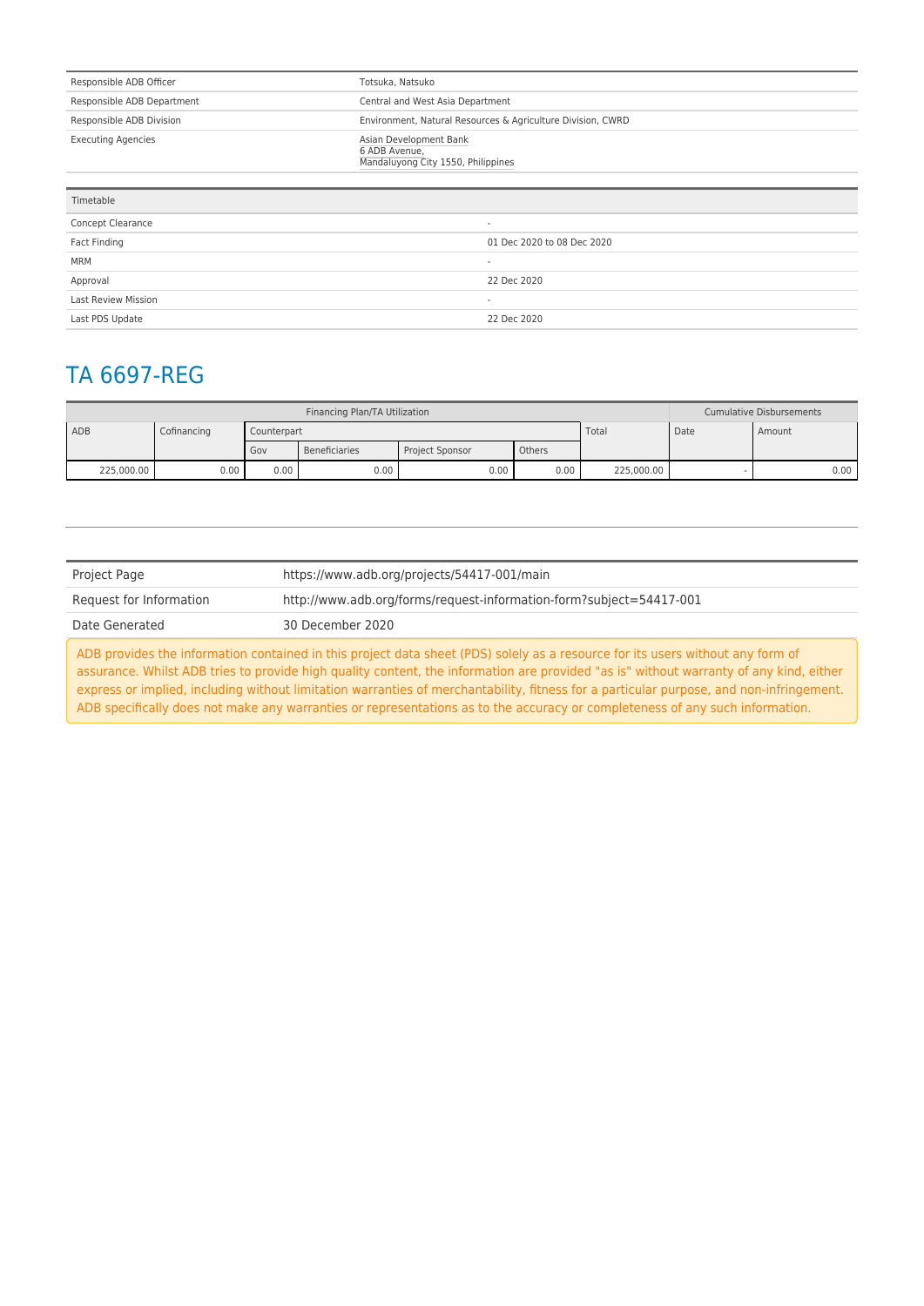| | |
|---|---|
| Responsible ADB Officer | Totsuka, Natsuko |
| Responsible ADB Department | Central and West Asia Department |
| Responsible ADB Division | Environment, Natural Resources & Agriculture Division, CWRD |
| Executing Agencies | Asian Development Bank<br>6 ADB Avenue,<br>Mandaluyong City 1550, Philippines |

| Timetable | |
|---|---|
| Concept Clearance | - |
| Fact Finding | 01 Dec 2020 to 08 Dec 2020 |
| MRM | - |
| Approval | 22 Dec 2020 |
| Last Review Mission | - |
| Last PDS Update | 22 Dec 2020 |

## TA 6697-REG

| Financing Plan/TA Utilization | | | | | | | Cumulative Disbursements | |
|---|---|---|---|---|---|---|---|---|
| ADB | Cofinancing | Counterpart | | | | Total | Date | Amount |
| | | Gov | Beneficiaries | Project Sponsor | Others | | | |
| 225,000.00 | 0.00 | 0.00 | 0.00 | 0.00 | 0.00 | 225,000.00 | - | 0.00 |

| | |
|---|---|
| Project Page | https://www.adb.org/projects/54417-001/main |
| Request for Information | http://www.adb.org/forms/request-information-form?subject=54417-001 |
| Date Generated | 30 December 2020 |

ADB provides the information contained in this project data sheet (PDS) solely as a resource for its users without any form of assurance. Whilst ADB tries to provide high quality content, the information are provided "as is" without warranty of any kind, either express or implied, including without limitation warranties of merchantability, fitness for a particular purpose, and non-infringement. ADB specifically does not make any warranties or representations as to the accuracy or completeness of any such information.